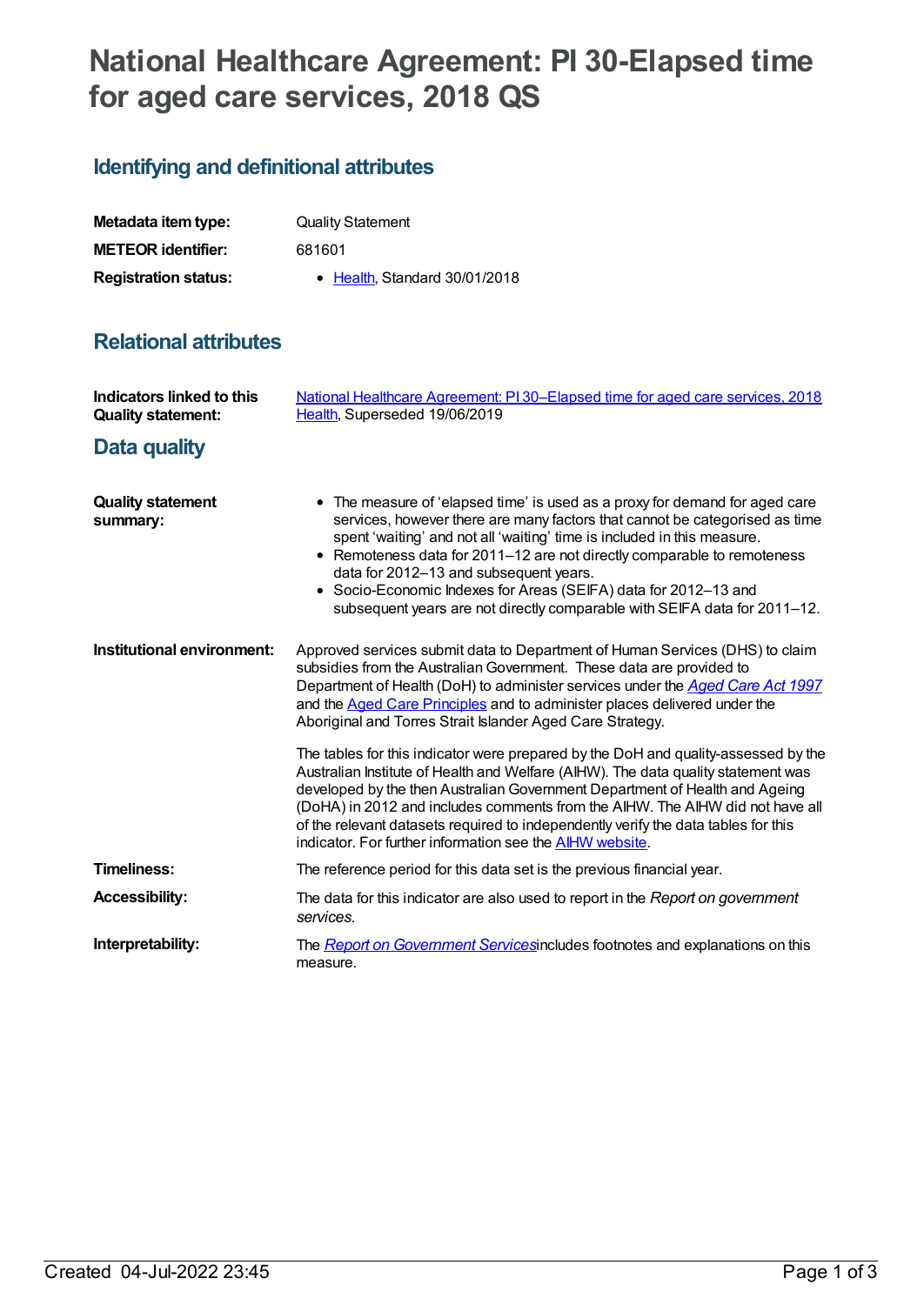# National Healthcare Agreement: PI 30-Elapsed time for aged care services, 2018 QS

## Identifying and definitional attributes

| | |
|---|---|
| **Metadata item type:** | Quality Statement |
| **METEOR identifier:** | 681601 |
| **Registration status:** | • Health, Standard 30/01/2018 |

## Relational attributes

| | |
|---|---|
| **Indicators linked to this Quality statement:** | National Healthcare Agreement: PI 30–Elapsed time for aged care services, 2018 Health, Superseded 19/06/2019 |

## Data quality

**Quality statement summary:**

- The measure of 'elapsed time' is used as a proxy for demand for aged care services, however there are many factors that cannot be categorised as time spent 'waiting' and not all 'waiting' time is included in this measure.
- Remoteness data for 2011–12 are not directly comparable to remoteness data for 2012–13 and subsequent years.
- Socio-Economic Indexes for Areas (SEIFA) data for 2012–13 and subsequent years are not directly comparable with SEIFA data for 2011–12.

**Institutional environment:**

Approved services submit data to Department of Human Services (DHS) to claim subsidies from the Australian Government. These data are provided to Department of Health (DoH) to administer services under the *Aged Care Act 1997* and the Aged Care Principles and to administer places delivered under the Aboriginal and Torres Strait Islander Aged Care Strategy.

The tables for this indicator were prepared by the DoH and quality-assessed by the Australian Institute of Health and Welfare (AIHW). The data quality statement was developed by the then Australian Government Department of Health and Ageing (DoHA) in 2012 and includes comments from the AIHW. The AIHW did not have all of the relevant datasets required to independently verify the data tables for this indicator. For further information see the AIHW website.

**Timeliness:**

The reference period for this data set is the previous financial year.

**Accessibility:**

The data for this indicator are also used to report in the *Report on government services*.

**Interpretability:**

The *Report on Government Services* includes footnotes and explanations on this measure.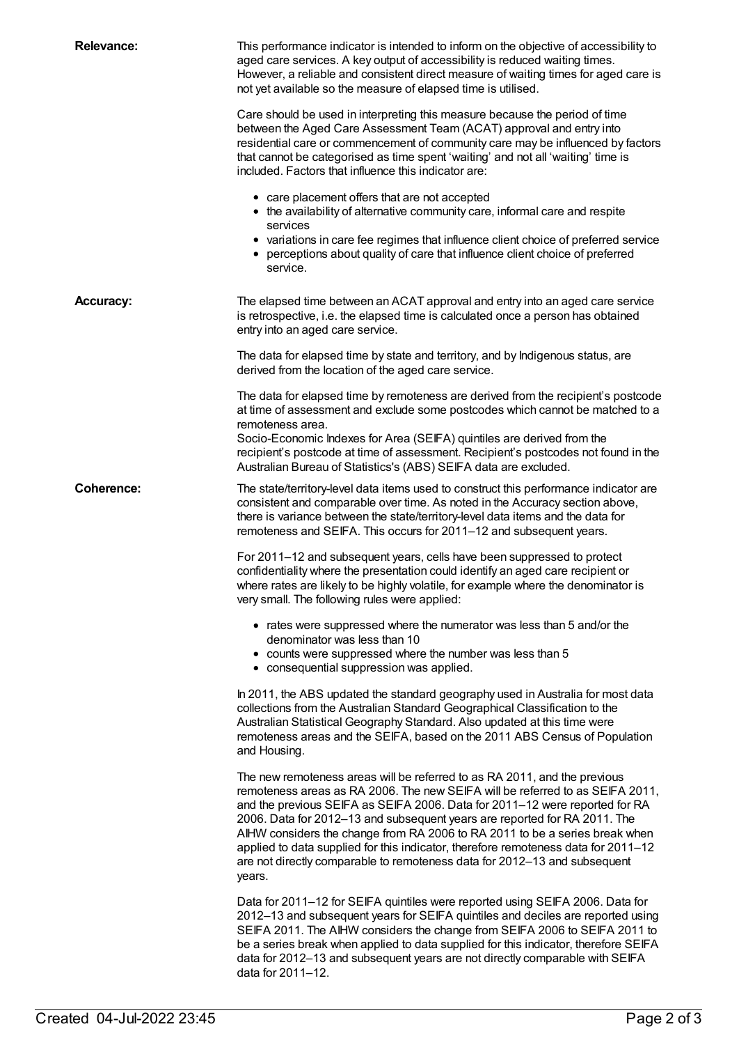**Relevance:**

This performance indicator is intended to inform on the objective of accessibility to aged care services. A key output of accessibility is reduced waiting times. However, a reliable and consistent direct measure of waiting times for aged care is not yet available so the measure of elapsed time is utilised.

Care should be used in interpreting this measure because the period of time between the Aged Care Assessment Team (ACAT) approval and entry into residential care or commencement of community care may be influenced by factors that cannot be categorised as time spent 'waiting' and not all 'waiting' time is included. Factors that influence this indicator are:

- care placement offers that are not accepted
- the availability of alternative community care, informal care and respite services
- variations in care fee regimes that influence client choice of preferred service
- perceptions about quality of care that influence client choice of preferred service.

**Accuracy:**

The elapsed time between an ACAT approval and entry into an aged care service is retrospective, i.e. the elapsed time is calculated once a person has obtained entry into an aged care service.

The data for elapsed time by state and territory, and by Indigenous status, are derived from the location of the aged care service.

The data for elapsed time by remoteness are derived from the recipient's postcode at time of assessment and exclude some postcodes which cannot be matched to a remoteness area.
Socio-Economic Indexes for Area (SEIFA) quintiles are derived from the recipient's postcode at time of assessment. Recipient's postcodes not found in the Australian Bureau of Statistics's (ABS) SEIFA data are excluded.

**Coherence:**

The state/territory-level data items used to construct this performance indicator are consistent and comparable over time. As noted in the Accuracy section above, there is variance between the state/territory-level data items and the data for remoteness and SEIFA. This occurs for 2011–12 and subsequent years.

For 2011–12 and subsequent years, cells have been suppressed to protect confidentiality where the presentation could identify an aged care recipient or where rates are likely to be highly volatile, for example where the denominator is very small. The following rules were applied:

- rates were suppressed where the numerator was less than 5 and/or the denominator was less than 10
- counts were suppressed where the number was less than 5
- consequential suppression was applied.

In 2011, the ABS updated the standard geography used in Australia for most data collections from the Australian Standard Geographical Classification to the Australian Statistical Geography Standard. Also updated at this time were remoteness areas and the SEIFA, based on the 2011 ABS Census of Population and Housing.

The new remoteness areas will be referred to as RA 2011, and the previous remoteness areas as RA 2006. The new SEIFA will be referred to as SEIFA 2011, and the previous SEIFA as SEIFA 2006. Data for 2011–12 were reported for RA 2006. Data for 2012–13 and subsequent years are reported for RA 2011. The AIHW considers the change from RA 2006 to RA 2011 to be a series break when applied to data supplied for this indicator, therefore remoteness data for 2011–12 are not directly comparable to remoteness data for 2012–13 and subsequent years.

Data for 2011–12 for SEIFA quintiles were reported using SEIFA 2006. Data for 2012–13 and subsequent years for SEIFA quintiles and deciles are reported using SEIFA 2011. The AIHW considers the change from SEIFA 2006 to SEIFA 2011 to be a series break when applied to data supplied for this indicator, therefore SEIFA data for 2012–13 and subsequent years are not directly comparable with SEIFA data for 2011–12.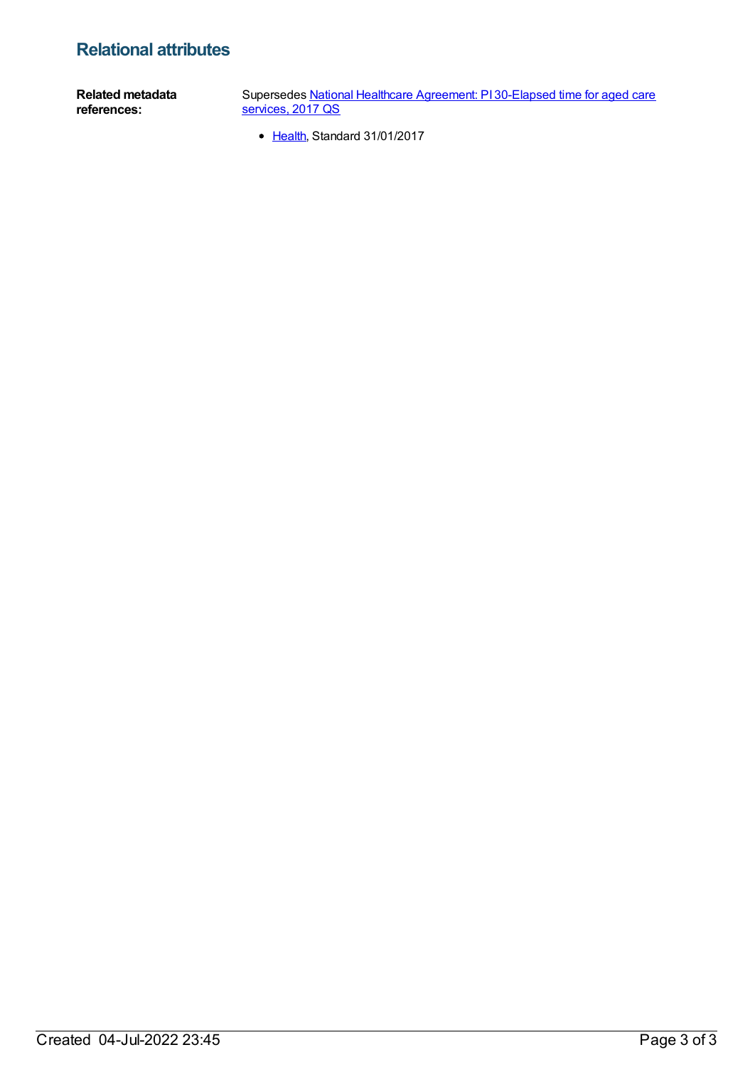## Relational attributes

**Related metadata references:**

Supersedes National Healthcare Agreement: PI 30-Elapsed time for aged care services, 2017 QS

- Health, Standard 31/01/2017